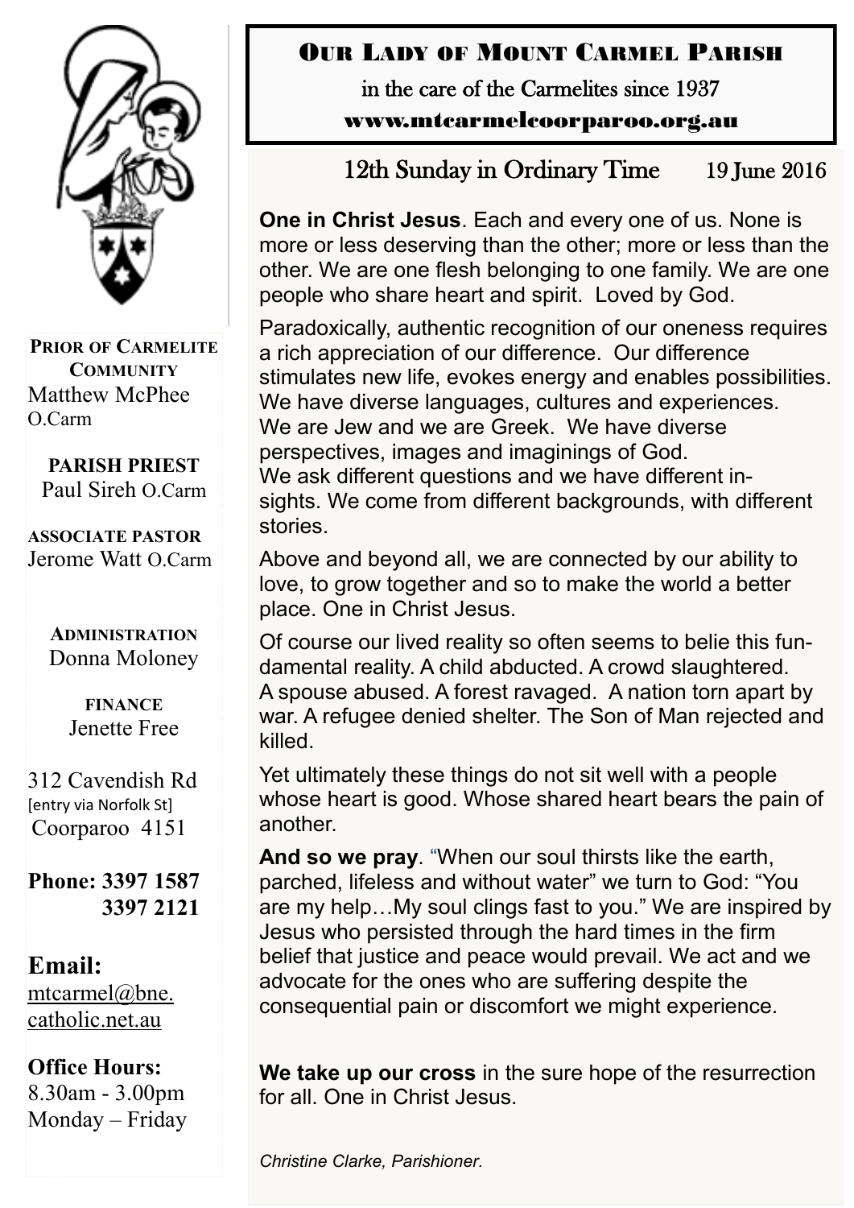# Our Lady of Mount Carmel Parish

in the care of the Carmelites since 1937

www.mtcarmelcoorparoo.org.au

**Prior of Carmelite Community**
Matthew McPhee O.Carm

**PARISH PRIEST**
Paul Sireh O.Carm

**ASSOCIATE PASTOR**
Jerome Watt O.Carm

**Administration**
Donna Moloney

**FINANCE**
Jenette Free

312 Cavendish Rd
[entry via Norfolk St]
Coorparoo 4151

**Phone: 3397 1587**
**3397 2121**

**Email:**
mtcarmel@bne.catholic.net.au

**Office Hours:**
8.30am - 3.00pm
Monday – Friday

## 12th Sunday in Ordinary Time — 19 June 2016

**One in Christ Jesus**. Each and every one of us. None is more or less deserving than the other; more or less than the other. We are one flesh belonging to one family. We are one people who share heart and spirit. Loved by God.

Paradoxically, authentic recognition of our oneness requires a rich appreciation of our difference. Our difference stimulates new life, evokes energy and enables possibilities. We have diverse languages, cultures and experiences. We are Jew and we are Greek. We have diverse perspectives, images and imaginings of God. We ask different questions and we have different insights. We come from different backgrounds, with different stories.

Above and beyond all, we are connected by our ability to love, to grow together and so to make the world a better place. One in Christ Jesus.

Of course our lived reality so often seems to belie this fundamental reality. A child abducted. A crowd slaughtered. A spouse abused. A forest ravaged. A nation torn apart by war. A refugee denied shelter. The Son of Man rejected and killed.

Yet ultimately these things do not sit well with a people whose heart is good. Whose shared heart bears the pain of another.

**And so we pray**. "When our soul thirsts like the earth, parched, lifeless and without water" we turn to God: "You are my help…My soul clings fast to you." We are inspired by Jesus who persisted through the hard times in the firm belief that justice and peace would prevail. We act and we advocate for the ones who are suffering despite the consequential pain or discomfort we might experience.

**We take up our cross** in the sure hope of the resurrection for all. One in Christ Jesus.

*Christine Clarke, Parishioner.*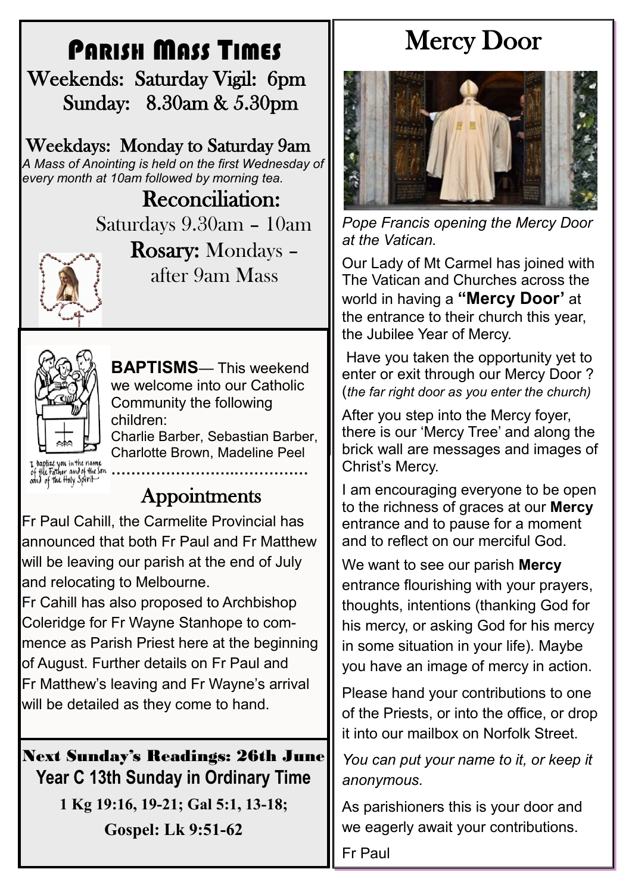# Parish Mass Times

Weekends: Saturday Vigil: 6pm
Sunday: 8.30am & 5.30pm

Weekdays: Monday to Saturday 9am

*A Mass of Anointing is held on the first Wednesday of every month at 10am followed by morning tea.*

## Reconciliation:

Saturdays 9.30am – 10am

**Rosary:** Mondays – after 9am Mass

I baptize you in the name of the Father and of the Son and of the Holy Spirit

**BAPTISMS**— This weekend we welcome into our Catholic Community the following children:
Charlie Barber, Sebastian Barber, Charlotte Brown, Madeline Peel

## Appointments

Fr Paul Cahill, the Carmelite Provincial has announced that both Fr Paul and Fr Matthew will be leaving our parish at the end of July and relocating to Melbourne.
Fr Cahill has also proposed to Archbishop Coleridge for Fr Wayne Stanhope to commence as Parish Priest here at the beginning of August. Further details on Fr Paul and Fr Matthew's leaving and Fr Wayne's arrival will be detailed as they come to hand.

## Next Sunday's Readings: 26th June

**Year C 13th Sunday in Ordinary Time**

**1 Kg 19:16, 19-21; Gal 5:1, 13-18;**

**Gospel: Lk 9:51-62**

# Mercy Door

*Pope Francis opening the Mercy Door at the Vatican.*

Our Lady of Mt Carmel has joined with The Vatican and Churches across the world in having a **"Mercy Door'** at the entrance to their church this year, the Jubilee Year of Mercy.

Have you taken the opportunity yet to enter or exit through our Mercy Door ? (*the far right door as you enter the church)*

After you step into the Mercy foyer, there is our 'Mercy Tree' and along the brick wall are messages and images of Christ's Mercy.

I am encouraging everyone to be open to the richness of graces at our **Mercy** entrance and to pause for a moment and to reflect on our merciful God.

We want to see our parish **Mercy** entrance flourishing with your prayers, thoughts, intentions (thanking God for his mercy, or asking God for his mercy in some situation in your life). Maybe you have an image of mercy in action.

Please hand your contributions to one of the Priests, or into the office, or drop it into our mailbox on Norfolk Street.

*You can put your name to it, or keep it anonymous.*

As parishioners this is your door and we eagerly await your contributions.

Fr Paul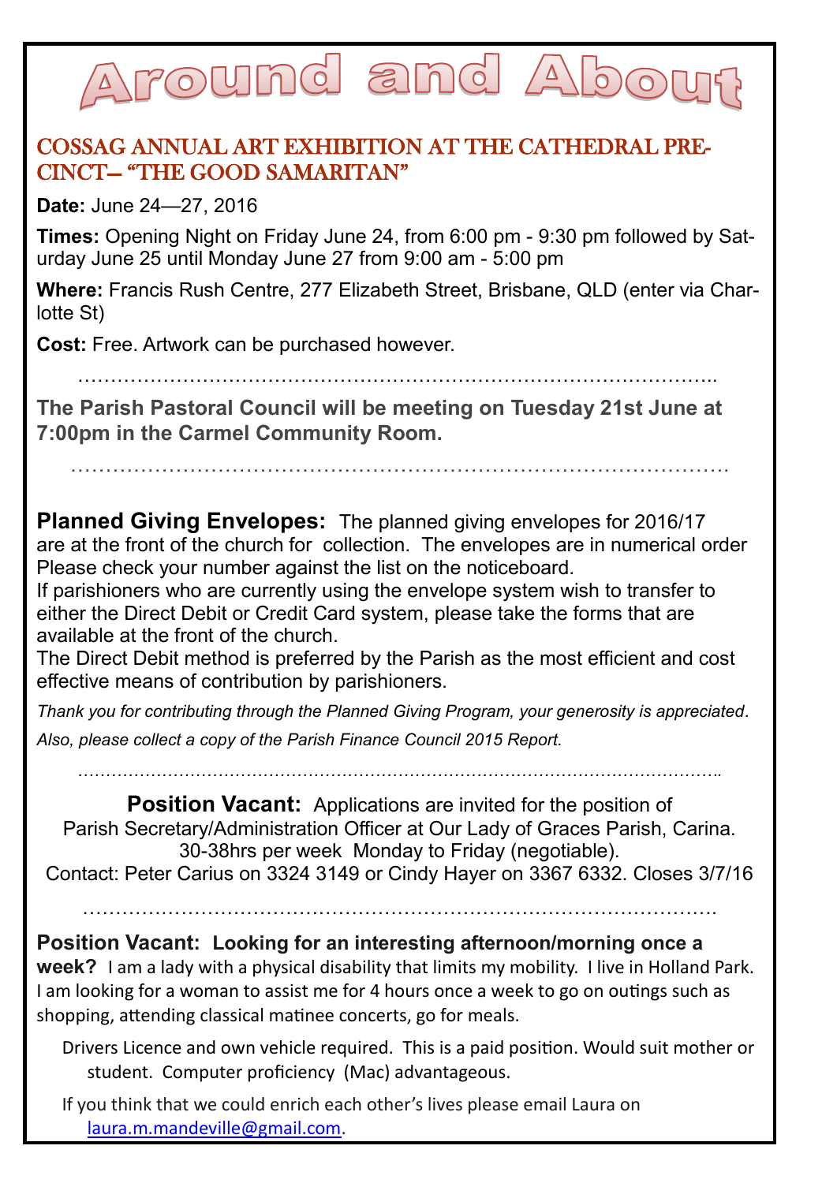# Around and About

## COSSAG ANNUAL ART EXHIBITION AT THE CATHEDRAL PRECINCT– "THE GOOD SAMARITAN"

**Date:** June 24—27, 2016

**Times:** Opening Night on Friday June 24, from 6:00 pm - 9:30 pm followed by Saturday June 25 until Monday June 27 from 9:00 am - 5:00 pm

**Where:** Francis Rush Centre, 277 Elizabeth Street, Brisbane, QLD (enter via Charlotte St)

**Cost:** Free. Artwork can be purchased however.

…………………………………………………………………………………..

**The Parish Pastoral Council will be meeting on Tuesday 21st June at 7:00pm in the Carmel Community Room.**

……………………………………………………………………………………

**Planned Giving Envelopes:** The planned giving envelopes for 2016/17 are at the front of the church for collection. The envelopes are in numerical order Please check your number against the list on the noticeboard.
If parishioners who are currently using the envelope system wish to transfer to either the Direct Debit or Credit Card system, please take the forms that are available at the front of the church.
The Direct Debit method is preferred by the Parish as the most efficient and cost effective means of contribution by parishioners.

*Thank you for contributing through the Planned Giving Program, your generosity is appreciated.*

*Also, please collect a copy of the Parish Finance Council 2015 Report.*

……………………………………………………………………………………………..

**Position Vacant:** Applications are invited for the position of Parish Secretary/Administration Officer at Our Lady of Graces Parish, Carina.
30-38hrs per week Monday to Friday (negotiable).
Contact: Peter Carius on 3324 3149 or Cindy Hayer on 3367 6332. Closes 3/7/16

……………………………………………………………………………………

**Position Vacant: Looking for an interesting afternoon/morning once a week?** I am a lady with a physical disability that limits my mobility. I live in Holland Park. I am looking for a woman to assist me for 4 hours once a week to go on outings such as shopping, attending classical matinee concerts, go for meals.

Drivers Licence and own vehicle required. This is a paid position. Would suit mother or student. Computer proficiency (Mac) advantageous.

If you think that we could enrich each other's lives please email Laura on laura.m.mandeville@gmail.com.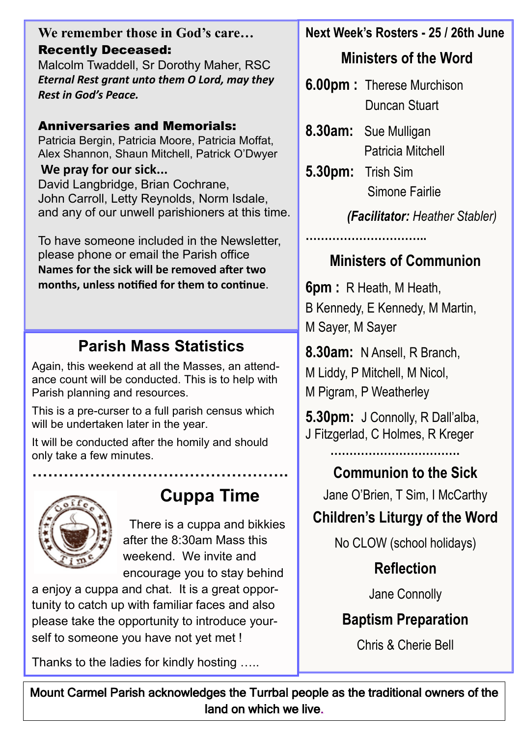**We remember those in God's care…**

### Recently Deceased:

Malcolm Twaddell, Sr Dorothy Maher, RSC

***Eternal Rest grant unto them O Lord, may they Rest in God's Peace.***

### Anniversaries and Memorials:

Patricia Bergin, Patricia Moore, Patricia Moffat, Alex Shannon, Shaun Mitchell, Patrick O'Dwyer

**We pray for our sick...**

David Langbridge, Brian Cochrane, John Carroll, Letty Reynolds, Norm Isdale, and any of our unwell parishioners at this time.

To have someone included in the Newsletter, please phone or email the Parish office **Names for the sick will be removed after two months, unless notified for them to continue**.

## Parish Mass Statistics

Again, this weekend at all the Masses, an attendance count will be conducted. This is to help with Parish planning and resources.

This is a pre-curser to a full parish census which will be undertaken later in the year.

It will be conducted after the homily and should only take a few minutes.

……………………………………………

## Cuppa Time

There is a cuppa and bikkies after the 8:30am Mass this weekend. We invite and encourage you to stay behind a enjoy a cuppa and chat. It is a great opportunity to catch up with familiar faces and also please take the opportunity to introduce yourself to someone you have not yet met !

Thanks to the ladies for kindly hosting …..

**Next Week's Rosters - 25 / 26th June**

### Ministers of the Word

**6.00pm :** Therese Murchison
Duncan Stuart

**8.30am:** Sue Mulligan
Patricia Mitchell

**5.30pm:** Trish Sim
Simone Fairlie

***(Facilitator:** Heather Stabler)*

…………………………..

### Ministers of Communion

**6pm :** R Heath, M Heath, B Kennedy, E Kennedy, M Martin, M Sayer, M Sayer

**8.30am:** N Ansell, R Branch, M Liddy, P Mitchell, M Nicol, M Pigram, P Weatherley

**5.30pm:** J Connolly, R Dall'alba, J Fitzgerlad, C Holmes, R Kreger

……………………………

### Communion to the Sick

Jane O'Brien, T Sim, I McCarthy

### Children's Liturgy of the Word

No CLOW (school holidays)

### Reflection

Jane Connolly

### Baptism Preparation

Chris & Cherie Bell

Mount Carmel Parish acknowledges the Turrbal people as the traditional owners of the land on which we live.